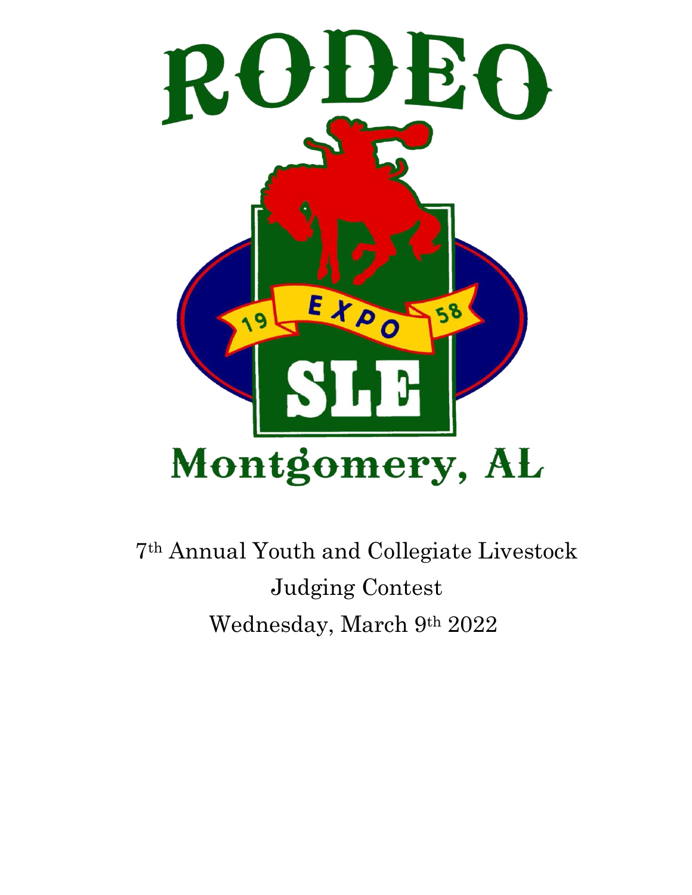# RODEO

EXPO 1958

SLE

Montgomery, AL

7th Annual Youth and Collegiate Livestock Judging Contest

Wednesday, March 9th 2022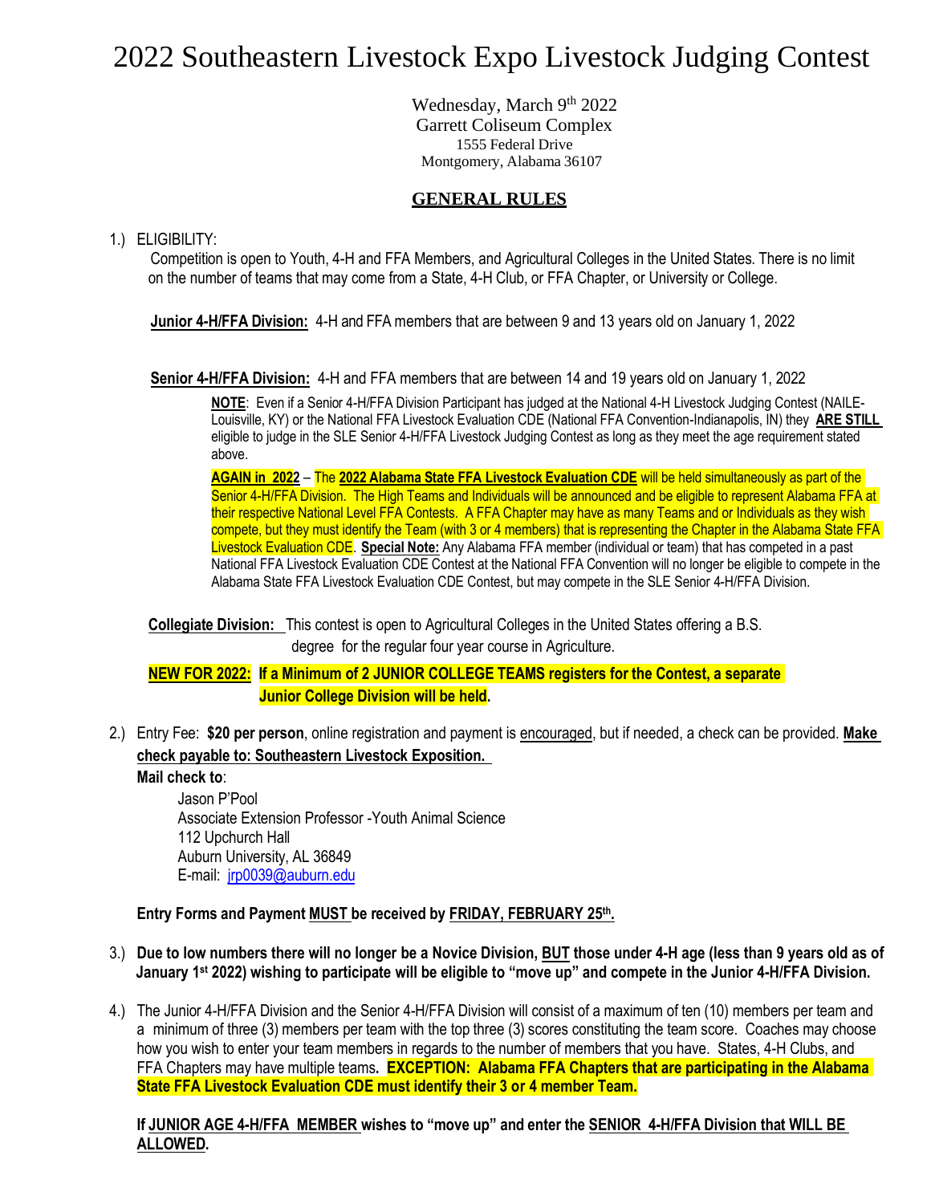# 2022 Southeastern Livestock Expo Livestock Judging Contest

Wednesday, March 9th 2022
Garrett Coliseum Complex
1555 Federal Drive
Montgomery, Alabama 36107

## GENERAL RULES

1.) ELIGIBILITY:

Competition is open to Youth, 4-H and FFA Members, and Agricultural Colleges in the United States. There is no limit on the number of teams that may come from a State, 4-H Club, or FFA Chapter, or University or College.

**Junior 4-H/FFA Division:** 4-H and FFA members that are between 9 and 13 years old on January 1, 2022

**Senior 4-H/FFA Division:** 4-H and FFA members that are between 14 and 19 years old on January 1, 2022

**NOTE**: Even if a Senior 4-H/FFA Division Participant has judged at the National 4-H Livestock Judging Contest (NAILE-Louisville, KY) or the National FFA Livestock Evaluation CDE (National FFA Convention-Indianapolis, IN) they **ARE STILL** eligible to judge in the SLE Senior 4-H/FFA Livestock Judging Contest as long as they meet the age requirement stated above.

**AGAIN in 2022** – The **2022 Alabama State FFA Livestock Evaluation CDE** will be held simultaneously as part of the Senior 4-H/FFA Division. The High Teams and Individuals will be announced and be eligible to represent Alabama FFA at their respective National Level FFA Contests. A FFA Chapter may have as many Teams and or Individuals as they wish compete, but they must identify the Team (with 3 or 4 members) that is representing the Chapter in the Alabama State FFA Livestock Evaluation CDE. **Special Note:** Any Alabama FFA member (individual or team) that has competed in a past National FFA Livestock Evaluation CDE Contest at the National FFA Convention will no longer be eligible to compete in the Alabama State FFA Livestock Evaluation CDE Contest, but may compete in the SLE Senior 4-H/FFA Division.

**Collegiate Division:** This contest is open to Agricultural Colleges in the United States offering a B.S. degree for the regular four year course in Agriculture.

**NEW FOR 2022: If a Minimum of 2 JUNIOR COLLEGE TEAMS registers for the Contest, a separate Junior College Division will be held.**

2.) Entry Fee: **$20 per person**, online registration and payment is encouraged, but if needed, a check can be provided. **Make check payable to: Southeastern Livestock Exposition.**

**Mail check to**:

Jason P'Pool
Associate Extension Professor -Youth Animal Science
112 Upchurch Hall
Auburn University, AL 36849
E-mail: jrp0039@auburn.edu

**Entry Forms and Payment MUST be received by FRIDAY, FEBRUARY 25th.**

3.) **Due to low numbers there will no longer be a Novice Division, BUT those under 4-H age (less than 9 years old as of January 1st 2022) wishing to participate will be eligible to "move up" and compete in the Junior 4-H/FFA Division.**

4.) The Junior 4-H/FFA Division and the Senior 4-H/FFA Division will consist of a maximum of ten (10) members per team and a minimum of three (3) members per team with the top three (3) scores constituting the team score. Coaches may choose how you wish to enter your team members in regards to the number of members that you have. States, 4-H Clubs, and FFA Chapters may have multiple teams. **EXCEPTION: Alabama FFA Chapters that are participating in the Alabama State FFA Livestock Evaluation CDE must identify their 3 or 4 member Team.**

**If JUNIOR AGE 4-H/FFA MEMBER wishes to "move up" and enter the SENIOR 4-H/FFA Division that WILL BE ALLOWED.**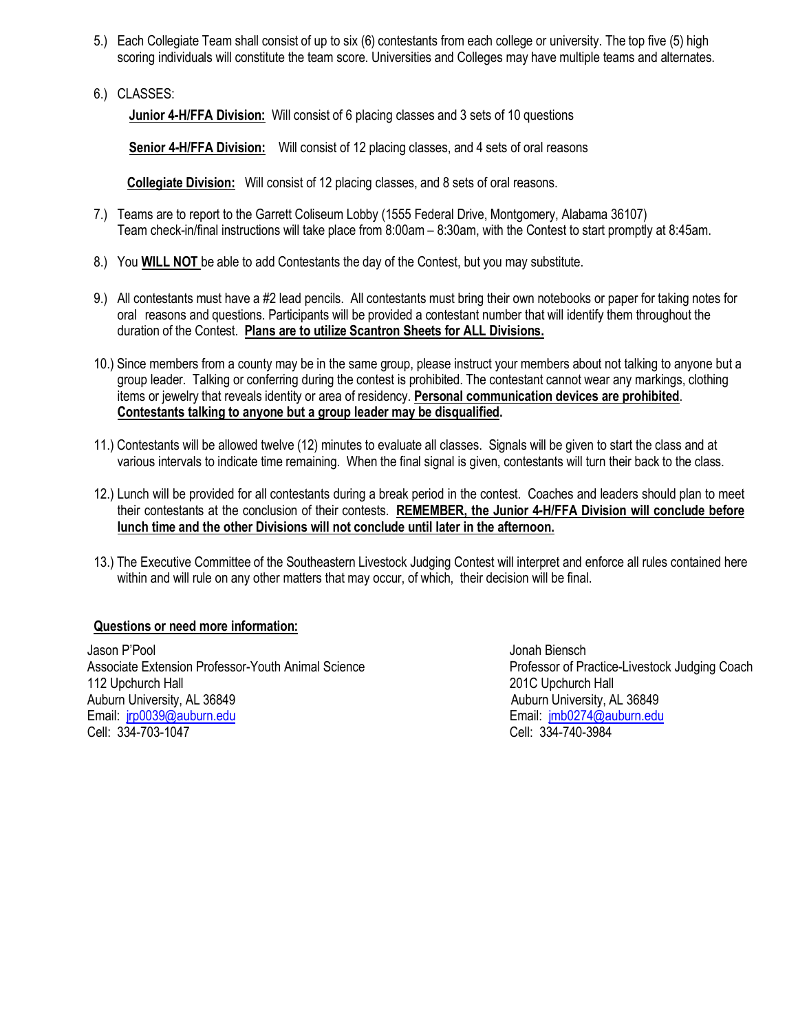5.) Each Collegiate Team shall consist of up to six (6) contestants from each college or university. The top five (5) high scoring individuals will constitute the team score. Universities and Colleges may have multiple teams and alternates.

6.) CLASSES:

**Junior 4-H/FFA Division:** Will consist of 6 placing classes and 3 sets of 10 questions

**Senior 4-H/FFA Division:** Will consist of 12 placing classes, and 4 sets of oral reasons

**Collegiate Division:** Will consist of 12 placing classes, and 8 sets of oral reasons.

7.) Teams are to report to the Garrett Coliseum Lobby (1555 Federal Drive, Montgomery, Alabama 36107) Team check-in/final instructions will take place from 8:00am – 8:30am, with the Contest to start promptly at 8:45am.

8.) You **WILL NOT** be able to add Contestants the day of the Contest, but you may substitute.

9.) All contestants must have a #2 lead pencils. All contestants must bring their own notebooks or paper for taking notes for oral reasons and questions. Participants will be provided a contestant number that will identify them throughout the duration of the Contest. **Plans are to utilize Scantron Sheets for ALL Divisions.**

10.) Since members from a county may be in the same group, please instruct your members about not talking to anyone but a group leader. Talking or conferring during the contest is prohibited. The contestant cannot wear any markings, clothing items or jewelry that reveals identity or area of residency. **Personal communication devices are prohibited**. **Contestants talking to anyone but a group leader may be disqualified.**

11.) Contestants will be allowed twelve (12) minutes to evaluate all classes. Signals will be given to start the class and at various intervals to indicate time remaining. When the final signal is given, contestants will turn their back to the class.

12.) Lunch will be provided for all contestants during a break period in the contest. Coaches and leaders should plan to meet their contestants at the conclusion of their contests. **REMEMBER, the Junior 4-H/FFA Division will conclude before lunch time and the other Divisions will not conclude until later in the afternoon.**

13.) The Executive Committee of the Southeastern Livestock Judging Contest will interpret and enforce all rules contained here within and will rule on any other matters that may occur, of which, their decision will be final.

**Questions or need more information:**

Jason P'Pool
Associate Extension Professor-Youth Animal Science
112 Upchurch Hall
Auburn University, AL 36849
Email: jrp0039@auburn.edu
Cell: 334-703-1047

Jonah Biensch
Professor of Practice-Livestock Judging Coach
201C Upchurch Hall
Auburn University, AL 36849
Email: jmb0274@auburn.edu
Cell: 334-740-3984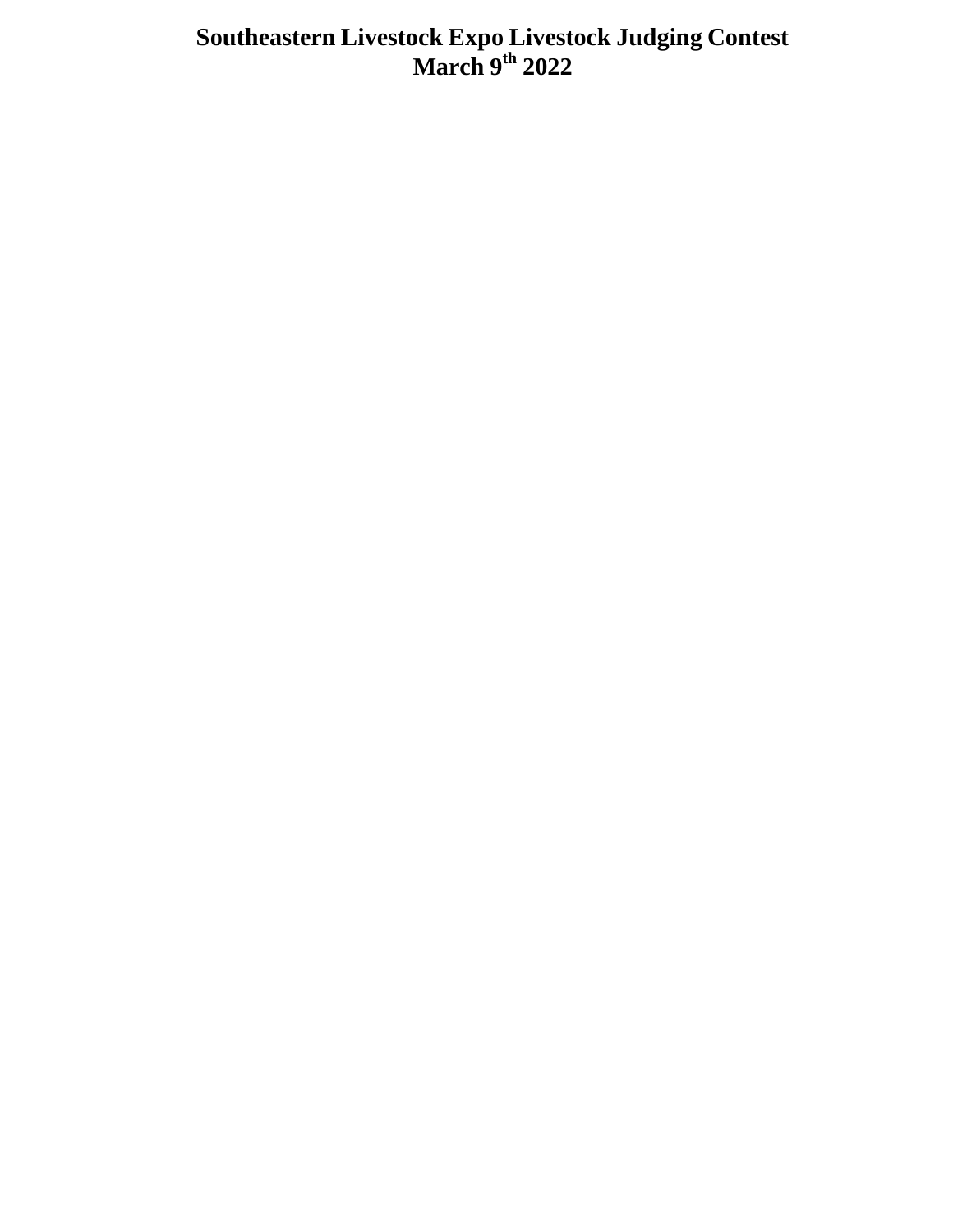# Southeastern Livestock Expo Livestock Judging Contest
## March 9th 2022